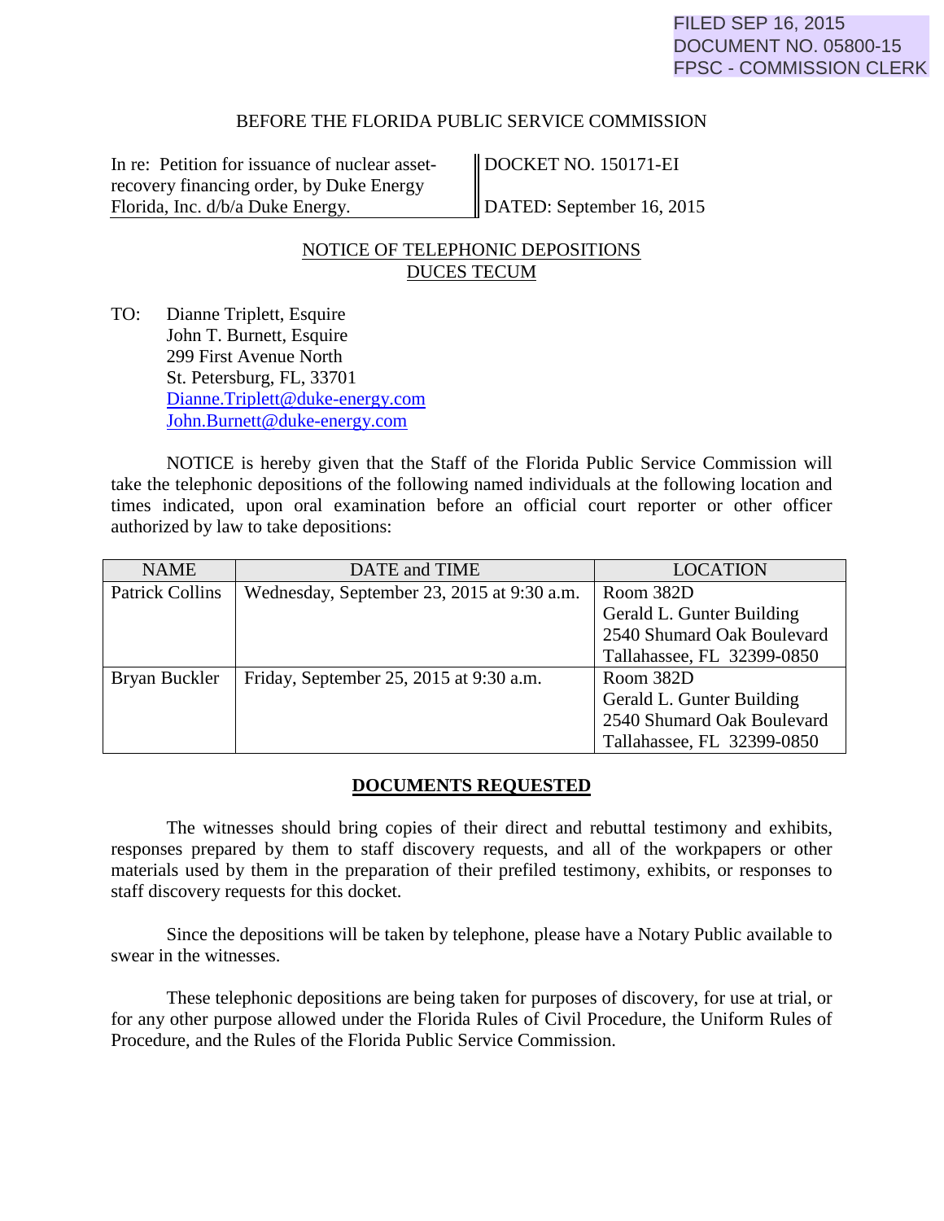FILED SEP 16, 2015
DOCUMENT NO. 05800-15
FPSC - COMMISSION CLERK

BEFORE THE FLORIDA PUBLIC SERVICE COMMISSION

| In re: Petition for issuance of nuclear asset-recovery financing order, by Duke Energy Florida, Inc. d/b/a Duke Energy. | DOCKET NO. 150171-EI<br>DATED: September 16, 2015 |
|---|---|

NOTICE OF TELEPHONIC DEPOSITIONS
DUCES TECUM

TO: Dianne Triplett, Esquire
John T. Burnett, Esquire
299 First Avenue North
St. Petersburg, FL, 33701
Dianne.Triplett@duke-energy.com
John.Burnett@duke-energy.com

NOTICE is hereby given that the Staff of the Florida Public Service Commission will take the telephonic depositions of the following named individuals at the following location and times indicated, upon oral examination before an official court reporter or other officer authorized by law to take depositions:

| NAME | DATE and TIME | LOCATION |
|---|---|---|
| Patrick Collins | Wednesday, September 23, 2015 at 9:30 a.m. | Room 382D<br>Gerald L. Gunter Building<br>2540 Shumard Oak Boulevard<br>Tallahassee, FL 32399-0850 |
| Bryan Buckler | Friday, September 25, 2015 at 9:30 a.m. | Room 382D<br>Gerald L. Gunter Building<br>2540 Shumard Oak Boulevard<br>Tallahassee, FL 32399-0850 |

**DOCUMENTS REQUESTED**

The witnesses should bring copies of their direct and rebuttal testimony and exhibits, responses prepared by them to staff discovery requests, and all of the workpapers or other materials used by them in the preparation of their prefiled testimony, exhibits, or responses to staff discovery requests for this docket.

Since the depositions will be taken by telephone, please have a Notary Public available to swear in the witnesses.

These telephonic depositions are being taken for purposes of discovery, for use at trial, or for any other purpose allowed under the Florida Rules of Civil Procedure, the Uniform Rules of Procedure, and the Rules of the Florida Public Service Commission.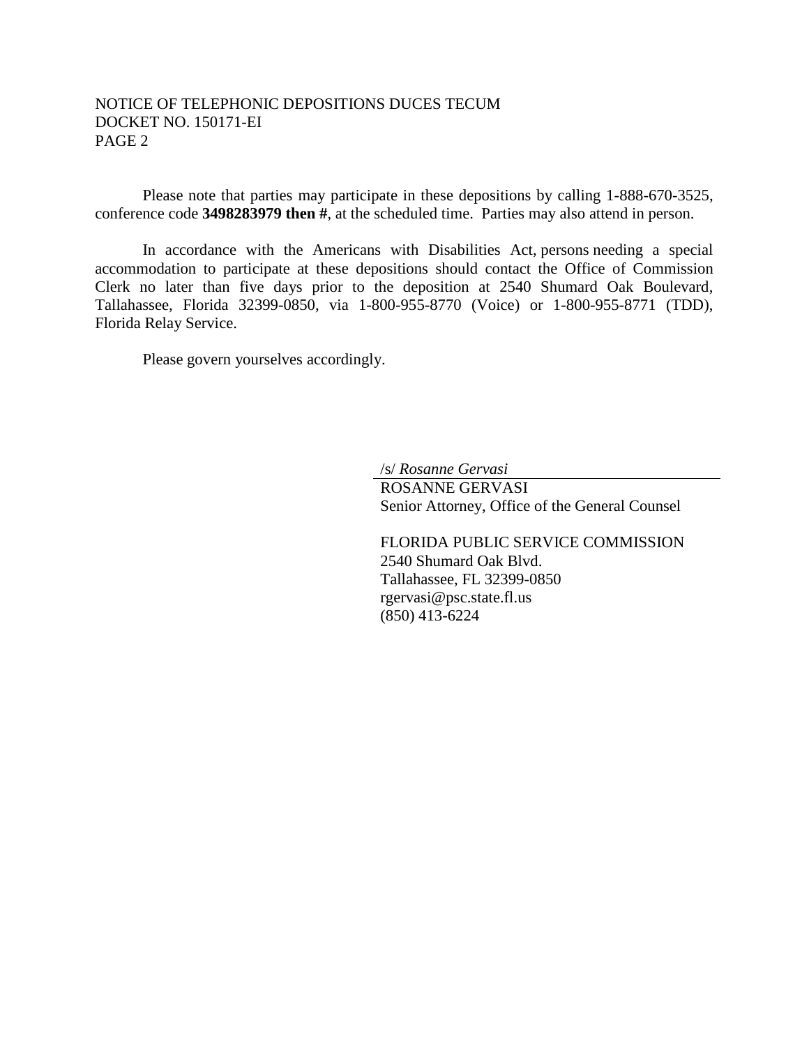Please note that parties may participate in these depositions by calling 1-888-670-3525, conference code **3498283979 then #**, at the scheduled time. Parties may also attend in person.

In accordance with the Americans with Disabilities Act, persons needing a special accommodation to participate at these depositions should contact the Office of Commission Clerk no later than five days prior to the deposition at 2540 Shumard Oak Boulevard, Tallahassee, Florida 32399-0850, via 1-800-955-8770 (Voice) or 1-800-955-8771 (TDD), Florida Relay Service.

Please govern yourselves accordingly.

/s/ *Rosanne Gervasi*
ROSANNE GERVASI
Senior Attorney, Office of the General Counsel

FLORIDA PUBLIC SERVICE COMMISSION
2540 Shumard Oak Blvd.
Tallahassee, FL 32399-0850
rgervasi@psc.state.fl.us
(850) 413-6224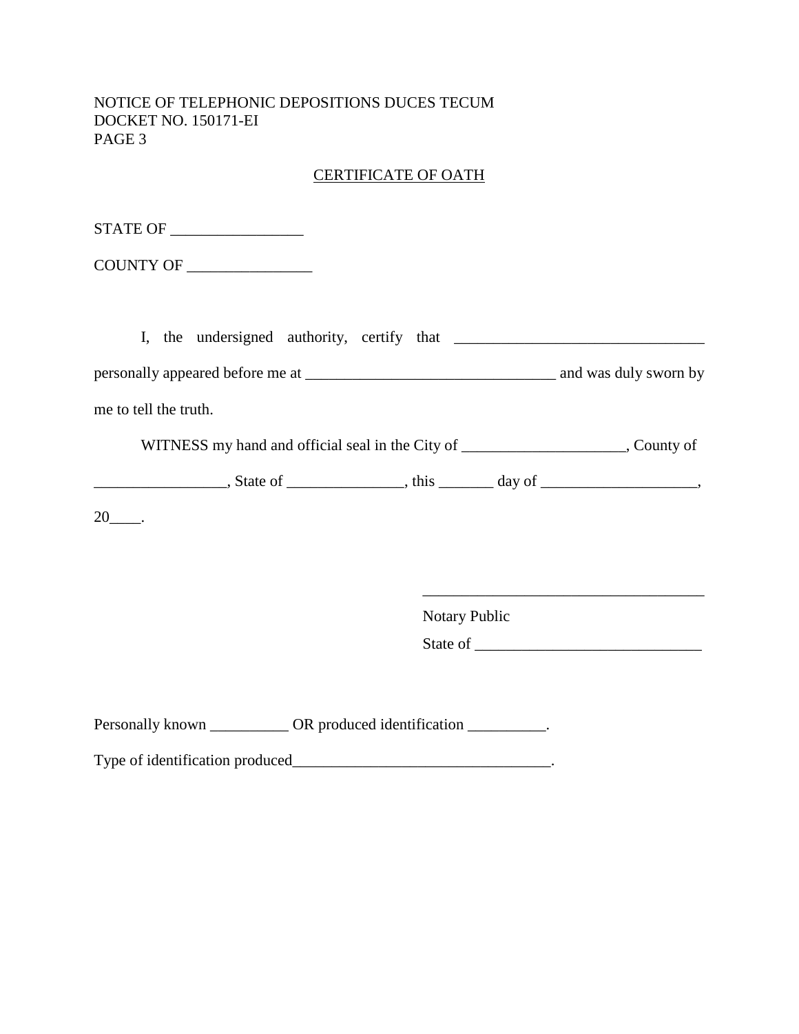NOTICE OF TELEPHONIC DEPOSITIONS DUCES TECUM
DOCKET NO. 150171-EI
PAGE 3

## CERTIFICATE OF OATH

STATE OF _________________

COUNTY OF ________________

I, the undersigned authority, certify that ________________________________ personally appeared before me at ________________________________ and was duly sworn by me to tell the truth.

WITNESS my hand and official seal in the City of _____________________, County of _________________, State of _______________, this _______ day of ____________________, 20____.

____________________________________
Notary Public
State of _____________________________

Personally known __________ OR produced identification __________.

Type of identification produced_________________________________.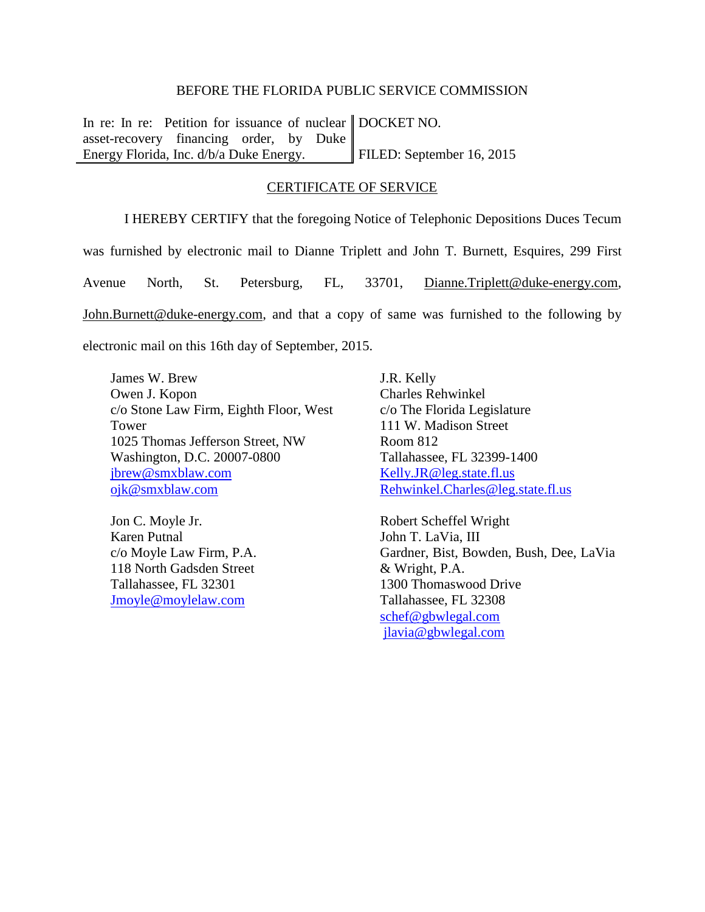BEFORE THE FLORIDA PUBLIC SERVICE COMMISSION

| In re: In re: Petition for issuance of nuclear asset-recovery financing order, by Duke Energy Florida, Inc. d/b/a Duke Energy. | DOCKET NO. FILED: September 16, 2015 |
|---|---|

CERTIFICATE OF SERVICE

I HEREBY CERTIFY that the foregoing Notice of Telephonic Depositions Duces Tecum was furnished by electronic mail to Dianne Triplett and John T. Burnett, Esquires, 299 First Avenue North, St. Petersburg, FL, 33701, Dianne.Triplett@duke-energy.com, John.Burnett@duke-energy.com, and that a copy of same was furnished to the following by electronic mail on this 16th day of September, 2015.

James W. Brew
Owen J. Kopon
c/o Stone Law Firm, Eighth Floor, West Tower
1025 Thomas Jefferson Street, NW
Washington, D.C. 20007-0800
jbrew@smxblaw.com
ojk@smxblaw.com

J.R. Kelly
Charles Rehwinkel
c/o The Florida Legislature
111 W. Madison Street
Room 812
Tallahassee, FL 32399-1400
Kelly.JR@leg.state.fl.us
Rehwinkel.Charles@leg.state.fl.us

Jon C. Moyle Jr.
Karen Putnal
c/o Moyle Law Firm, P.A.
118 North Gadsden Street
Tallahassee, FL 32301
Jmoyle@moylelaw.com

Robert Scheffel Wright
John T. LaVia, III
Gardner, Bist, Bowden, Bush, Dee, LaVia & Wright, P.A.
1300 Thomaswood Drive
Tallahassee, FL 32308
schef@gbwlegal.com
jlavia@gbwlegal.com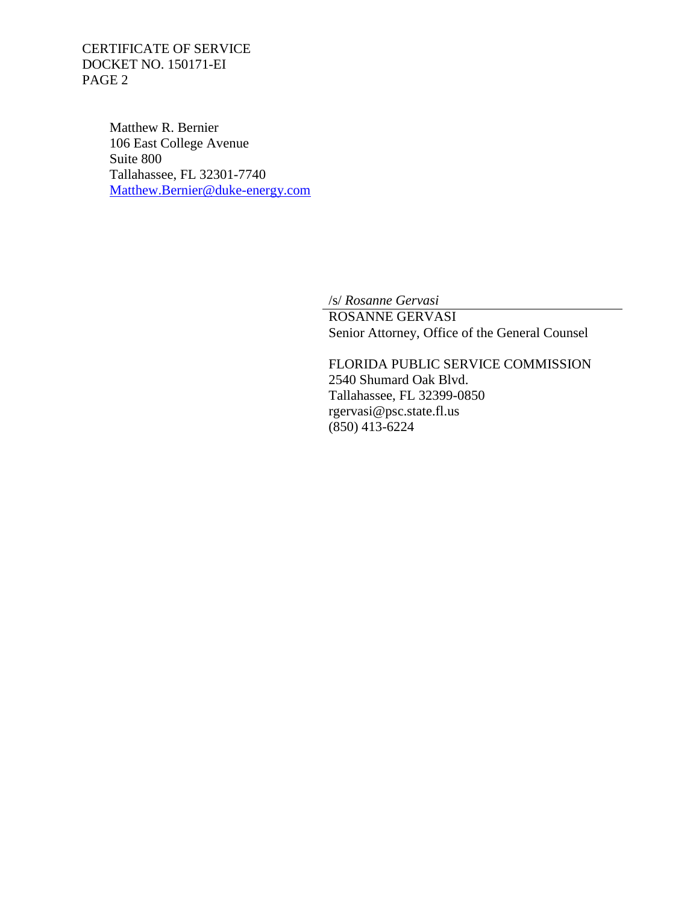CERTIFICATE OF SERVICE
DOCKET NO. 150171-EI
PAGE 2

Matthew R. Bernier
106 East College Avenue
Suite 800
Tallahassee, FL 32301-7740
Matthew.Bernier@duke-energy.com

/s/ *Rosanne Gervasi*
ROSANNE GERVASI
Senior Attorney, Office of the General Counsel

FLORIDA PUBLIC SERVICE COMMISSION
2540 Shumard Oak Blvd.
Tallahassee, FL 32399-0850
rgervasi@psc.state.fl.us
(850) 413-6224